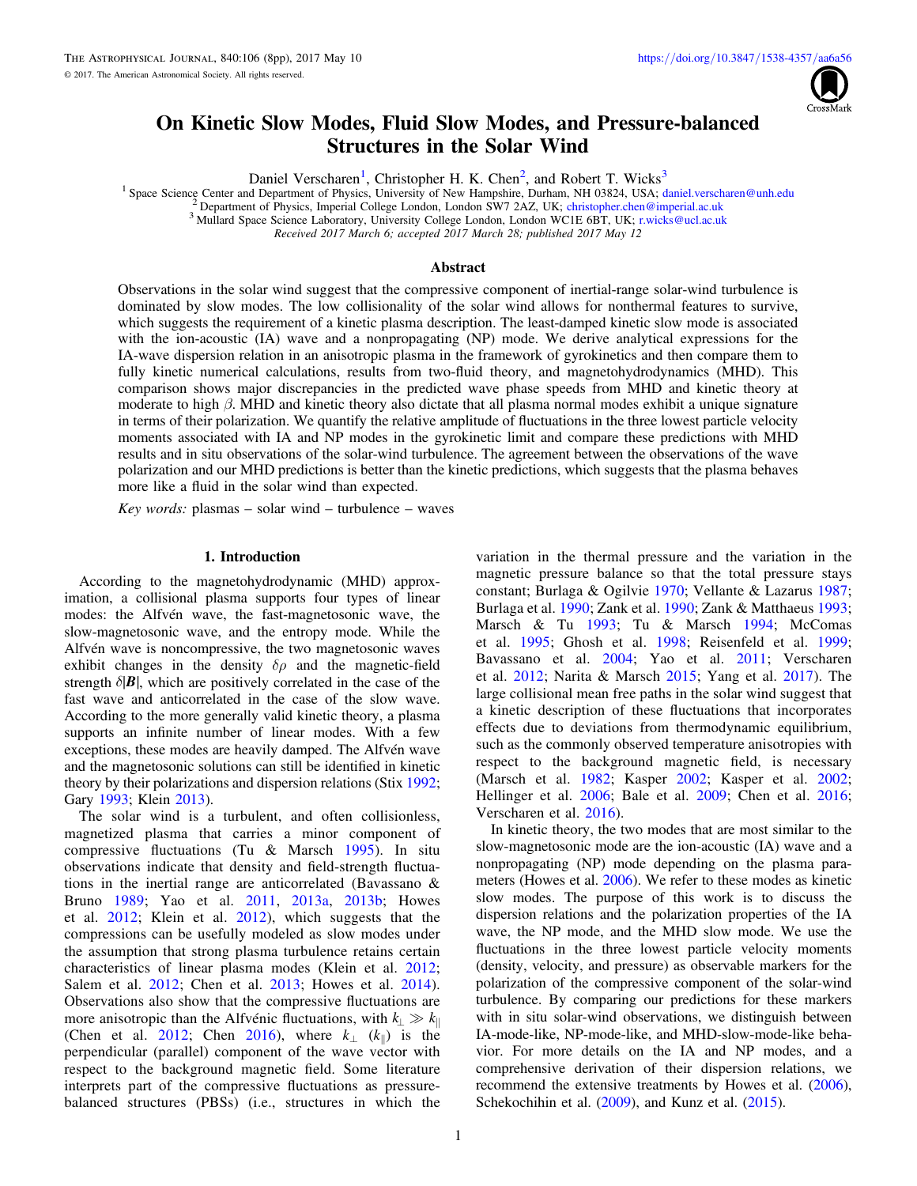# On Kinetic Slow Modes, Fluid Slow Modes, and Pressure-balanced Structures in the Solar Wind

Daniel Verscharen[1], Christopher H. K. Chen[2], and Robert T. Wicks[3]

[1] Space Science Center and Department of Physics, University of New Hampshire, Durham, NH 03824, USA; daniel.verscharen@unh.edu
[2] Department of Physics, Imperial College London, London SW7 2AZ, UK; christopher.chen@imperial.ac.uk
[3] Mullard Space Science Laboratory, University College London, London WC1E 6BT, UK; r.wicks@ucl.ac.uk

*Received 2017 March 6; accepted 2017 March 28; published 2017 May 12*

## Abstract

Observations in the solar wind suggest that the compressive component of inertial-range solar-wind turbulence is dominated by slow modes. The low collisionality of the solar wind allows for nonthermal features to survive, which suggests the requirement of a kinetic plasma description. The least-damped kinetic slow mode is associated with the ion-acoustic (IA) wave and a nonpropagating (NP) mode. We derive analytical expressions for the IA-wave dispersion relation in an anisotropic plasma in the framework of gyrokinetics and then compare them to fully kinetic numerical calculations, results from two-fluid theory, and magnetohydrodynamics (MHD). This comparison shows major discrepancies in the predicted wave phase speeds from MHD and kinetic theory at moderate to high $\beta$. MHD and kinetic theory also dictate that all plasma normal modes exhibit a unique signature in terms of their polarization. We quantify the relative amplitude of fluctuations in the three lowest particle velocity moments associated with IA and NP modes in the gyrokinetic limit and compare these predictions with MHD results and in situ observations of the solar-wind turbulence. The agreement between the observations of the wave polarization and our MHD predictions is better than the kinetic predictions, which suggests that the plasma behaves more like a fluid in the solar wind than expected.

*Key words:* plasmas – solar wind – turbulence – waves

## 1. Introduction

According to the magnetohydrodynamic (MHD) approximation, a collisional plasma supports four types of linear modes: the Alfvén wave, the fast-magnetosonic wave, the slow-magnetosonic wave, and the entropy mode. While the Alfvén wave is noncompressive, the two magnetosonic waves exhibit changes in the density $\delta\rho$ and the magnetic-field strength $\delta|\boldsymbol{B}|$, which are positively correlated in the case of the fast wave and anticorrelated in the case of the slow wave. According to the more generally valid kinetic theory, a plasma supports an infinite number of linear modes. With a few exceptions, these modes are heavily damped. The Alfvén wave and the magnetosonic solutions can still be identified in kinetic theory by their polarizations and dispersion relations (Stix 1992; Gary 1993; Klein 2013).

The solar wind is a turbulent, and often collisionless, magnetized plasma that carries a minor component of compressive fluctuations (Tu & Marsch 1995). In situ observations indicate that density and field-strength fluctuations in the inertial range are anticorrelated (Bavassano & Bruno 1989; Yao et al. 2011, 2013a, 2013b; Howes et al. 2012; Klein et al. 2012), which suggests that the compressions can be usefully modeled as slow modes under the assumption that strong plasma turbulence retains certain characteristics of linear plasma modes (Klein et al. 2012; Salem et al. 2012; Chen et al. 2013; Howes et al. 2014). Observations also show that the compressive fluctuations are more anisotropic than the Alfvénic fluctuations, with $k_\perp \gg k_\parallel$ (Chen et al. 2012; Chen 2016), where $k_\perp$ ($k_\parallel$) is the perpendicular (parallel) component of the wave vector with respect to the background magnetic field. Some literature interprets part of the compressive fluctuations as pressure-balanced structures (PBSs) (i.e., structures in which the variation in the thermal pressure and the variation in the magnetic pressure balance so that the total pressure stays constant; Burlaga & Ogilvie 1970; Vellante & Lazarus 1987; Burlaga et al. 1990; Zank et al. 1990; Zank & Matthaeus 1993; Marsch & Tu 1993; Tu & Marsch 1994; McComas et al. 1995; Ghosh et al. 1998; Reisenfeld et al. 1999; Bavassano et al. 2004; Yao et al. 2011; Verscharen et al. 2012; Narita & Marsch 2015; Yang et al. 2017). The large collisional mean free paths in the solar wind suggest that a kinetic description of these fluctuations that incorporates effects due to deviations from thermodynamic equilibrium, such as the commonly observed temperature anisotropies with respect to the background magnetic field, is necessary (Marsch et al. 1982; Kasper 2002; Kasper et al. 2002; Hellinger et al. 2006; Bale et al. 2009; Chen et al. 2016; Verscharen et al. 2016).

In kinetic theory, the two modes that are most similar to the slow-magnetosonic mode are the ion-acoustic (IA) wave and a nonpropagating (NP) mode depending on the plasma parameters (Howes et al. 2006). We refer to these modes as kinetic slow modes. The purpose of this work is to discuss the dispersion relations and the polarization properties of the IA wave, the NP mode, and the MHD slow mode. We use the fluctuations in the three lowest particle velocity moments (density, velocity, and pressure) as observable markers for the polarization of the compressive component of the solar-wind turbulence. By comparing our predictions for these markers with in situ solar-wind observations, we distinguish between IA-mode-like, NP-mode-like, and MHD-slow-mode-like behavior. For more details on the IA and NP modes, and a comprehensive derivation of their dispersion relations, we recommend the extensive treatments by Howes et al. (2006), Schekochihin et al. (2009), and Kunz et al. (2015).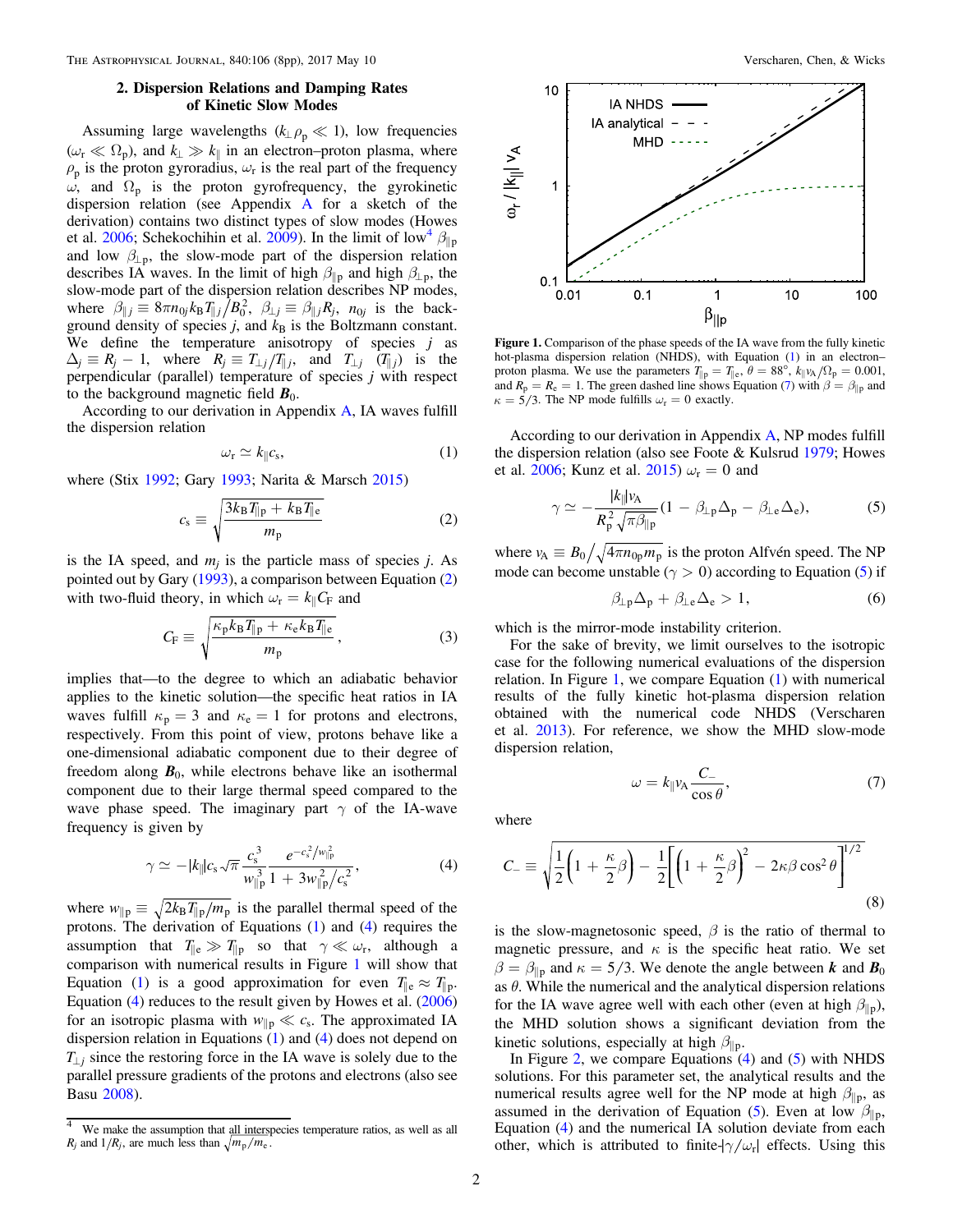## 2. Dispersion Relations and Damping Rates of Kinetic Slow Modes

Assuming large wavelengths ($k_\perp \rho_p \ll 1$), low frequencies ($\omega_r \ll \Omega_p$), and $k_\perp \gg k_\parallel$ in an electron–proton plasma, where $\rho_p$ is the proton gyroradius, $\omega_r$ is the real part of the frequency $\omega$, and $\Omega_p$ is the proton gyrofrequency, the gyrokinetic dispersion relation (see Appendix A for a sketch of the derivation) contains two distinct types of slow modes (Howes et al. 2006; Schekochihin et al. 2009). In the limit of low[4] $\beta_{\parallel p}$ and low $\beta_{\perp p}$, the slow-mode part of the dispersion relation describes IA waves. In the limit of high $\beta_{\parallel p}$ and high $\beta_{\perp p}$, the slow-mode part of the dispersion relation describes NP modes, where $\beta_{\parallel j} \equiv 8\pi n_{0j} k_B T_{\parallel j}/B_0^2$, $\beta_{\perp j} \equiv \beta_{\parallel j} R_j$, $n_{0j}$ is the background density of species $j$, and $k_B$ is the Boltzmann constant. We define the temperature anisotropy of species $j$ as $\Delta_j \equiv R_j - 1$, where $R_j \equiv T_{\perp j}/T_{\parallel j}$, and $T_{\perp j}$ ($T_{\parallel j}$) is the perpendicular (parallel) temperature of species $j$ with respect to the background magnetic field $\boldsymbol{B}_0$.

According to our derivation in Appendix A, IA waves fulfill the dispersion relation

$$\omega_r \simeq k_\parallel c_s, \tag{1}$$

where (Stix 1992; Gary 1993; Narita & Marsch 2015)

$$c_s \equiv \sqrt{\frac{3k_B T_{\parallel p} + k_B T_{\parallel e}}{m_p}} \tag{2}$$

is the IA speed, and $m_j$ is the particle mass of species $j$. As pointed out by Gary (1993), a comparison between Equation (2) with two-fluid theory, in which $\omega_r = k_\parallel C_F$ and

$$C_F \equiv \sqrt{\frac{\kappa_p k_B T_{\parallel p} + \kappa_e k_B T_{\parallel e}}{m_p}}, \tag{3}$$

implies that—to the degree to which an adiabatic behavior applies to the kinetic solution—the specific heat ratios in IA waves fulfill $\kappa_p = 3$ and $\kappa_e = 1$ for protons and electrons, respectively. From this point of view, protons behave like a one-dimensional adiabatic component due to their degree of freedom along $\boldsymbol{B}_0$, while electrons behave like an isothermal component due to their large thermal speed compared to the wave phase speed. The imaginary part $\gamma$ of the IA-wave frequency is given by

$$\gamma \simeq -|k_\parallel| c_s \sqrt{\pi}\, \frac{c_s^3}{w_{\parallel p}^3} \frac{e^{-c_s^2/w_{\parallel p}^2}}{1 + 3w_{\parallel p}^2/c_s^2}, \tag{4}$$

where $w_{\parallel p} \equiv \sqrt{2k_B T_{\parallel p}/m_p}$ is the parallel thermal speed of the protons. The derivation of Equations (1) and (4) requires the assumption that $T_{\parallel e} \gg T_{\parallel p}$ so that $\gamma \ll \omega_r$, although a comparison with numerical results in Figure 1 will show that Equation (1) is a good approximation for even $T_{\parallel e} \approx T_{\parallel p}$. Equation (4) reduces to the result given by Howes et al. (2006) for an isotropic plasma with $w_{\parallel p} \ll c_s$. The approximated IA dispersion relation in Equations (1) and (4) does not depend on $T_{\perp j}$ since the restoring force in the IA wave is solely due to the parallel pressure gradients of the protons and electrons (also see Basu 2008).

[4] We make the assumption that all interspecies temperature ratios, as well as all $R_j$ and $1/R_j$, are much less than $\sqrt{m_p/m_e}$.

**Figure 1.** Comparison of the phase speeds of the IA wave from the fully kinetic hot-plasma dispersion relation (NHDS), with Equation (1) in an electron–proton plasma. We use the parameters $T_{\parallel p} = T_{\parallel e}$, $\theta = 88°$, $k_\parallel v_A/\Omega_p = 0.001$, and $R_p = R_e = 1$. The green dashed line shows Equation (7) with $\beta = \beta_{\parallel p}$ and $\kappa = 5/3$. The NP mode fulfills $\omega_r = 0$ exactly.

According to our derivation in Appendix A, NP modes fulfill the dispersion relation (also see Foote & Kulsrud 1979; Howes et al. 2006; Kunz et al. 2015) $\omega_r = 0$ and

$$\gamma \simeq -\frac{|k_\parallel| v_A}{R_p^2 \sqrt{\pi \beta_{\parallel p}}} (1 - \beta_{\perp p}\Delta_p - \beta_{\perp e}\Delta_e), \tag{5}$$

where $v_A \equiv B_0/\sqrt{4\pi n_{0p} m_p}$ is the proton Alfvén speed. The NP mode can become unstable ($\gamma > 0$) according to Equation (5) if

$$\beta_{\perp p}\Delta_p + \beta_{\perp e}\Delta_e > 1, \tag{6}$$

which is the mirror-mode instability criterion.

For the sake of brevity, we limit ourselves to the isotropic case for the following numerical evaluations of the dispersion relation. In Figure 1, we compare Equation (1) with numerical results of the fully kinetic hot-plasma dispersion relation obtained with the numerical code NHDS (Verscharen et al. 2013). For reference, we show the MHD slow-mode dispersion relation,

$$\omega = k_\parallel v_A \frac{C_-}{\cos\theta}, \tag{7}$$

where

$$C_- \equiv \sqrt{\frac{1}{2}\left(1 + \frac{\kappa}{2}\beta\right) - \frac{1}{2}\left[\left(1 + \frac{\kappa}{2}\beta\right)^2 - 2\kappa\beta\cos^2\theta\right]^{1/2}} \tag{8}$$

is the slow-magnetosonic speed, $\beta$ is the ratio of thermal to magnetic pressure, and $\kappa$ is the specific heat ratio. We set $\beta = \beta_{\parallel p}$ and $\kappa = 5/3$. We denote the angle between $\boldsymbol{k}$ and $\boldsymbol{B}_0$ as $\theta$. While the numerical and the analytical dispersion relations for the IA wave agree well with each other (even at high $\beta_{\parallel p}$), the MHD solution shows a significant deviation from the kinetic solutions, especially at high $\beta_{\parallel p}$.

In Figure 2, we compare Equations (4) and (5) with NHDS solutions. For this parameter set, the analytical results and the numerical results agree well for the NP mode at high $\beta_{\parallel p}$, as assumed in the derivation of Equation (5). Even at low $\beta_{\parallel p}$, Equation (4) and the numerical IA solution deviate from each other, which is attributed to finite-$|\gamma/\omega_r|$ effects. Using this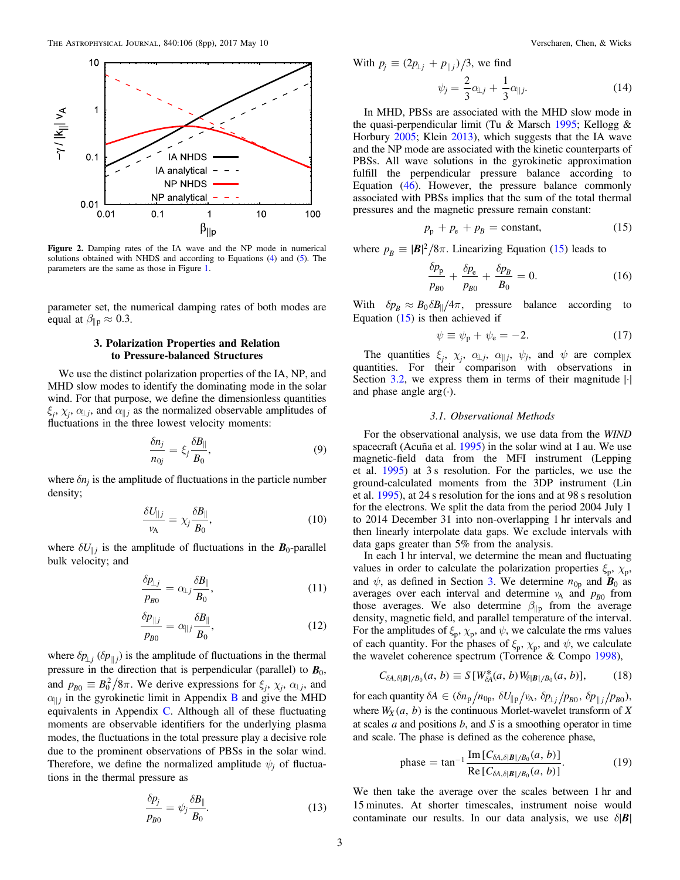**Figure 2.** Damping rates of the IA wave and the NP mode in numerical solutions obtained with NHDS and according to Equations (4) and (5). The parameters are the same as those in Figure 1.

parameter set, the numerical damping rates of both modes are equal at $\beta_{\parallel \mathrm{p}} \approx 0.3$.

## 3. Polarization Properties and Relation to Pressure-balanced Structures

We use the distinct polarization properties of the IA, NP, and MHD slow modes to identify the dominating mode in the solar wind. For that purpose, we define the dimensionless quantities $\xi_j$, $\chi_j$, $\alpha_{\perp j}$, and $\alpha_{\parallel j}$ as the normalized observable amplitudes of fluctuations in the three lowest velocity moments:

$$\frac{\delta n_j}{n_{0j}} = \xi_j \frac{\delta B_\parallel}{B_0}, \tag{9}$$

where $\delta n_j$ is the amplitude of fluctuations in the particle number density;

$$\frac{\delta U_{\parallel j}}{v_{\mathrm{A}}} = \chi_j \frac{\delta B_\parallel}{B_0}, \tag{10}$$

where $\delta U_{\parallel j}$ is the amplitude of fluctuations in the $\boldsymbol{B}_0$-parallel bulk velocity; and

$$\frac{\delta p_{\perp j}}{p_{B0}} = \alpha_{\perp j} \frac{\delta B_\parallel}{B_0}, \tag{11}$$

$$\frac{\delta p_{\parallel j}}{p_{B0}} = \alpha_{\parallel j} \frac{\delta B_\parallel}{B_0}, \tag{12}$$

where $\delta p_{\perp j}$ ($\delta p_{\parallel j}$) is the amplitude of fluctuations in the thermal pressure in the direction that is perpendicular (parallel) to $\boldsymbol{B}_0$, and $p_{B0} \equiv B_0^2/8\pi$. We derive expressions for $\xi_j$, $\chi_j$, $\alpha_{\perp j}$, and $\alpha_{\parallel j}$ in the gyrokinetic limit in Appendix B and give the MHD equivalents in Appendix C. Although all of these fluctuating moments are observable identifiers for the underlying plasma modes, the fluctuations in the total pressure play a decisive role due to the prominent observations of PBSs in the solar wind. Therefore, we define the normalized amplitude $\psi_j$ of fluctuations in the thermal pressure as

$$\frac{\delta p_j}{p_{B0}} = \psi_j \frac{\delta B_\parallel}{B_0}. \tag{13}$$

With $p_j \equiv (2p_{\perp j} + p_{\parallel j})/3$, we find

$$\psi_j = \frac{2}{3}\alpha_{\perp j} + \frac{1}{3}\alpha_{\parallel j}. \tag{14}$$

In MHD, PBSs are associated with the MHD slow mode in the quasi-perpendicular limit (Tu & Marsch 1995; Kellogg & Horbury 2005; Klein 2013), which suggests that the IA wave and the NP mode are associated with the kinetic counterparts of PBSs. All wave solutions in the gyrokinetic approximation fulfill the perpendicular pressure balance according to Equation (46). However, the pressure balance commonly associated with PBSs implies that the sum of the total thermal pressures and the magnetic pressure remain constant:

$$p_{\mathrm{p}} + p_{\mathrm{e}} + p_B = \text{constant}, \tag{15}$$

where $p_B \equiv |\boldsymbol{B}|^2/8\pi$. Linearizing Equation (15) leads to

$$\frac{\delta p_{\mathrm{p}}}{p_{B0}} + \frac{\delta p_{\mathrm{e}}}{p_{B0}} + \frac{\delta p_B}{B_0} = 0. \tag{16}$$

With $\delta p_B \approx B_0 \delta B_\parallel / 4\pi$, pressure balance according to Equation (15) is then achieved if

$$\psi \equiv \psi_{\mathrm{p}} + \psi_{\mathrm{e}} = -2. \tag{17}$$

The quantities $\xi_j$, $\chi_j$, $\alpha_{\perp j}$, $\alpha_{\parallel j}$, $\psi_j$, and $\psi$ are complex quantities. For their comparison with observations in Section 3.2, we express them in terms of their magnitude $|\cdot|$ and phase angle $\arg(\cdot)$.

### 3.1. Observational Methods

For the observational analysis, we use data from the *WIND* spacecraft (Acuña et al. 1995) in the solar wind at 1 au. We use magnetic-field data from the MFI instrument (Lepping et al. 1995) at 3 s resolution. For the particles, we use the ground-calculated moments from the 3DP instrument (Lin et al. 1995), at 24 s resolution for the ions and at 98 s resolution for the electrons. We split the data from the period 2004 July 1 to 2014 December 31 into non-overlapping 1 hr intervals and then linearly interpolate data gaps. We exclude intervals with data gaps greater than 5% from the analysis.

In each 1 hr interval, we determine the mean and fluctuating values in order to calculate the polarization properties $\xi_{\mathrm{p}}$, $\chi_{\mathrm{p}}$, and $\psi$, as defined in Section 3. We determine $n_{0\mathrm{p}}$ and $\boldsymbol{B}_0$ as averages over each interval and determine $v_{\mathrm{A}}$ and $p_{B0}$ from those averages. We also determine $\beta_{\parallel \mathrm{p}}$ from the average density, magnetic field, and parallel temperature of the interval. For the amplitudes of $\xi_{\mathrm{p}}$, $\chi_{\mathrm{p}}$, and $\psi$, we calculate the rms values of each quantity. For the phases of $\xi_{\mathrm{p}}$, $\chi_{\mathrm{p}}$, and $\psi$, we calculate the wavelet coherence spectrum (Torrence & Compo 1998),

$$C_{\delta A, \delta|\boldsymbol{B}|/B_0}(a, b) \equiv S\left[W^*_{\delta A}(a, b) W_{\delta|\boldsymbol{B}|/B_0}(a, b)\right], \tag{18}$$

for each quantity $\delta A \in (\delta n_{\mathrm{p}}/n_{0\mathrm{p}}, \delta U_{\parallel \mathrm{p}}/v_{\mathrm{A}}, \delta p_{\perp j}/p_{B0}, \delta p_{\parallel j}/p_{B0})$, where $W_X(a, b)$ is the continuous Morlet-wavelet transform of $X$ at scales $a$ and positions $b$, and $S$ is a smoothing operator in time and scale. The phase is defined as the coherence phase,

$$\text{phase} = \tan^{-1} \frac{\mathrm{Im}\left[C_{\delta A, \delta|\boldsymbol{B}|/B_0}(a, b)\right]}{\mathrm{Re}\left[C_{\delta A, \delta|\boldsymbol{B}|/B_0}(a, b)\right]}. \tag{19}$$

We then take the average over the scales between 1 hr and 15 minutes. At shorter timescales, instrument noise would contaminate our results. In our data analysis, we use $\delta|\boldsymbol{B}|$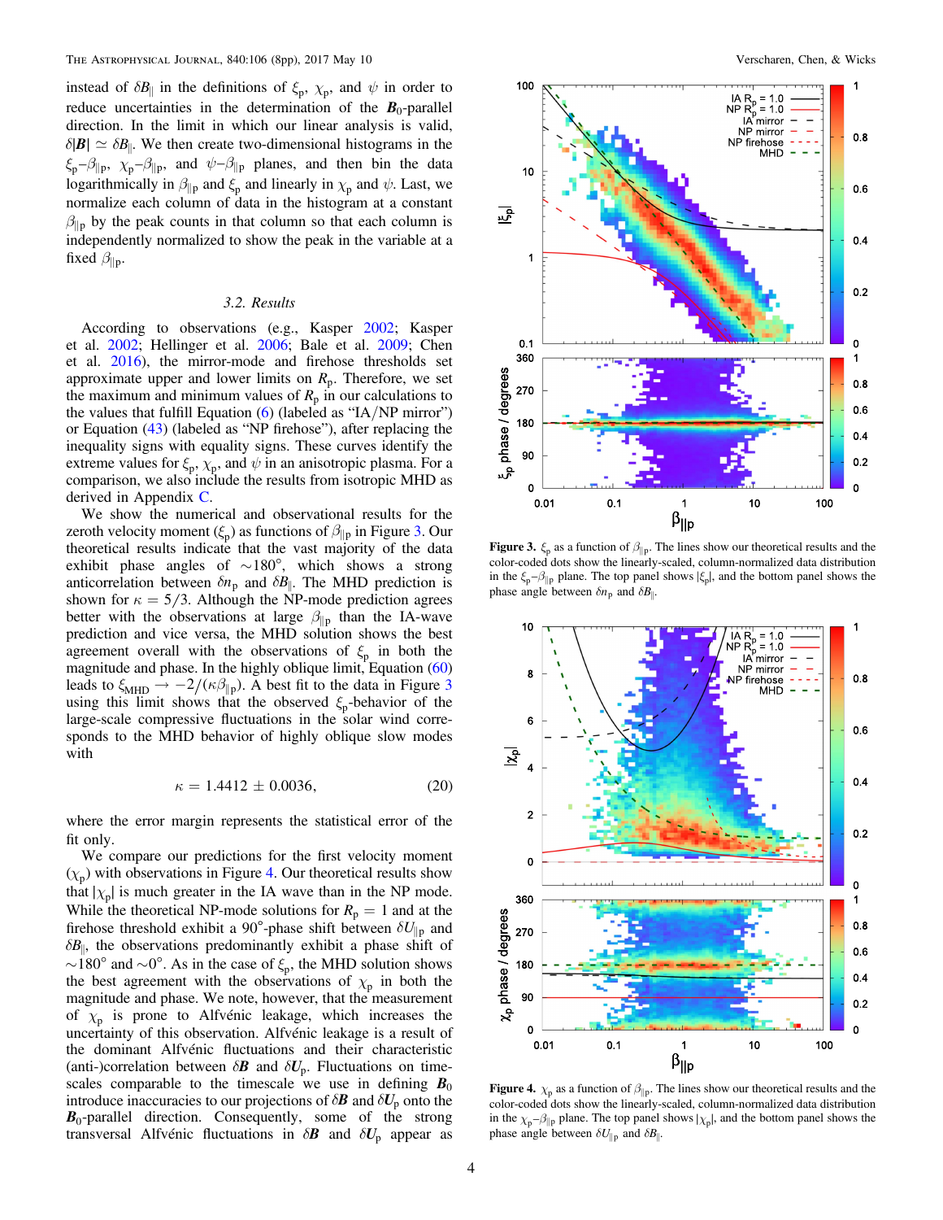instead of $\delta B_\parallel$ in the definitions of $\xi_\mathrm{p}$, $\chi_\mathrm{p}$, and $\psi$ in order to reduce uncertainties in the determination of the $\boldsymbol{B}_0$-parallel direction. In the limit in which our linear analysis is valid, $\delta|\boldsymbol{B}| \simeq \delta B_\parallel$. We then create two-dimensional histograms in the $\xi_\mathrm{p}$–$\beta_{\parallel\mathrm{p}}$, $\chi_\mathrm{p}$–$\beta_{\parallel\mathrm{p}}$, and $\psi$–$\beta_{\parallel\mathrm{p}}$ planes, and then bin the data logarithmically in $\beta_{\parallel\mathrm{p}}$ and $\xi_\mathrm{p}$ and linearly in $\chi_\mathrm{p}$ and $\psi$. Last, we normalize each column of data in the histogram at a constant $\beta_{\parallel\mathrm{p}}$ by the peak counts in that column so that each column is independently normalized to show the peak in the variable at a fixed $\beta_{\parallel\mathrm{p}}$.

### 3.2. Results

According to observations (e.g., Kasper 2002; Kasper et al. 2002; Hellinger et al. 2006; Bale et al. 2009; Chen et al. 2016), the mirror-mode and firehose thresholds set approximate upper and lower limits on $R_\mathrm{p}$. Therefore, we set the maximum and minimum values of $R_\mathrm{p}$ in our calculations to the values that fulfill Equation (6) (labeled as "IA/NP mirror") or Equation (43) (labeled as "NP firehose"), after replacing the inequality signs with equality signs. These curves identify the extreme values for $\xi_\mathrm{p}$, $\chi_\mathrm{p}$, and $\psi$ in an anisotropic plasma. For a comparison, we also include the results from isotropic MHD as derived in Appendix C.

We show the numerical and observational results for the zeroth velocity moment ($\xi_\mathrm{p}$) as functions of $\beta_{\parallel\mathrm{p}}$ in Figure 3. Our theoretical results indicate that the vast majority of the data exhibit phase angles of $\sim 180°$, which shows a strong anticorrelation between $\delta n_\mathrm{p}$ and $\delta B_\parallel$. The MHD prediction is shown for $\kappa = 5/3$. Although the NP-mode prediction agrees better with the observations at large $\beta_{\parallel\mathrm{p}}$ than the IA-wave prediction and vice versa, the MHD solution shows the best agreement overall with the observations of $\xi_\mathrm{p}$ in both the magnitude and phase. In the highly oblique limit, Equation (60) leads to $\xi_{\mathrm{MHD}} \to -2/(\kappa\beta_{\parallel\mathrm{p}})$. A best fit to the data in Figure 3 using this limit shows that the observed $\xi_\mathrm{p}$-behavior of the large-scale compressive fluctuations in the solar wind corresponds to the MHD behavior of highly oblique slow modes with

$$\kappa = 1.4412 \pm 0.0036, \tag{20}$$

where the error margin represents the statistical error of the fit only.

We compare our predictions for the first velocity moment ($\chi_\mathrm{p}$) with observations in Figure 4. Our theoretical results show that $|\chi_\mathrm{p}|$ is much greater in the IA wave than in the NP mode. While the theoretical NP-mode solutions for $R_\mathrm{p} = 1$ and at the firehose threshold exhibit a 90°-phase shift between $\delta U_{\parallel\mathrm{p}}$ and $\delta B_\parallel$, the observations predominantly exhibit a phase shift of $\sim 180°$ and $\sim 0°$. As in the case of $\xi_\mathrm{p}$, the MHD solution shows the best agreement with the observations of $\chi_\mathrm{p}$ in both the magnitude and phase. We note, however, that the measurement of $\chi_\mathrm{p}$ is prone to Alfvénic leakage, which increases the uncertainty of this observation. Alfvénic leakage is a result of the dominant Alfvénic fluctuations and their characteristic (anti-)correlation between $\delta\boldsymbol{B}$ and $\delta\boldsymbol{U}_\mathrm{p}$. Fluctuations on timescales comparable to the timescale we use in defining $\boldsymbol{B}_0$ introduce inaccuracies to our projections of $\delta\boldsymbol{B}$ and $\delta\boldsymbol{U}_\mathrm{p}$ onto the $\boldsymbol{B}_0$-parallel direction. Consequently, some of the strong transversal Alfvénic fluctuations in $\delta\boldsymbol{B}$ and $\delta\boldsymbol{U}_\mathrm{p}$ appear as

**Figure 3.** $\xi_\mathrm{p}$ as a function of $\beta_{\parallel\mathrm{p}}$. The lines show our theoretical results and the color-coded dots show the linearly-scaled, column-normalized data distribution in the $\xi_\mathrm{p}$–$\beta_{\parallel\mathrm{p}}$ plane. The top panel shows $|\xi_\mathrm{p}|$, and the bottom panel shows the phase angle between $\delta n_\mathrm{p}$ and $\delta B_\parallel$.

**Figure 4.** $\chi_\mathrm{p}$ as a function of $\beta_{\parallel\mathrm{p}}$. The lines show our theoretical results and the color-coded dots show the linearly-scaled, column-normalized data distribution in the $\chi_\mathrm{p}$–$\beta_{\parallel\mathrm{p}}$ plane. The top panel shows $|\chi_\mathrm{p}|$, and the bottom panel shows the phase angle between $\delta U_{\parallel\mathrm{p}}$ and $\delta B_\parallel$.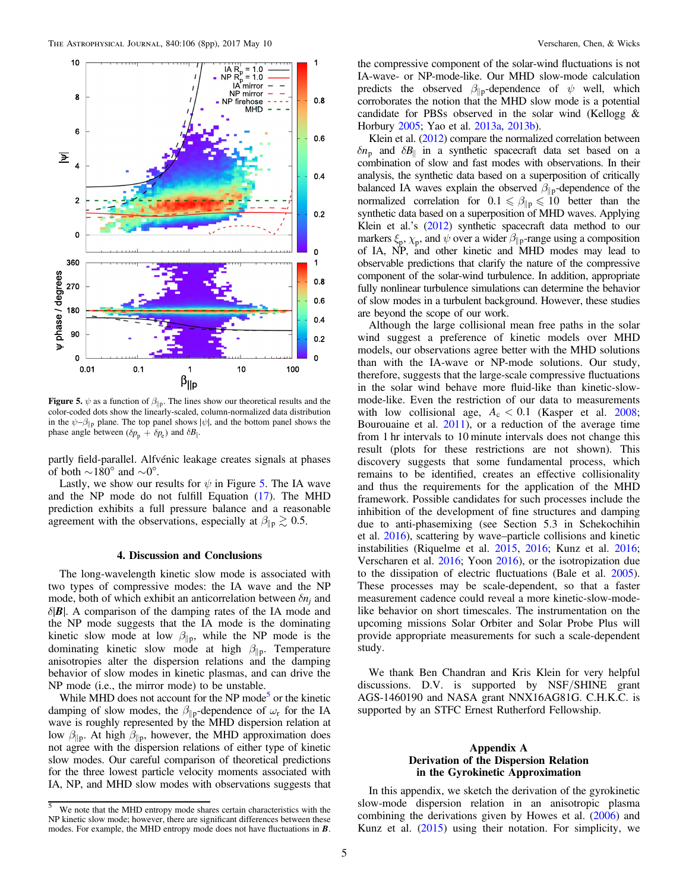**Figure 5.** $\psi$ as a function of $\beta_{\|\mathrm{p}}$. The lines show our theoretical results and the color-coded dots show the linearly-scaled, column-normalized data distribution in the $\psi$–$\beta_{\|\mathrm{p}}$ plane. The top panel shows $|\psi|$, and the bottom panel shows the phase angle between $(\delta p_\mathrm{p} + \delta p_\mathrm{e})$ and $\delta B_\|$.

partly field-parallel. Alfvénic leakage creates signals at phases of both $\sim 180°$ and $\sim 0°$.

Lastly, we show our results for $\psi$ in Figure 5. The IA wave and the NP mode do not fulfill Equation (17). The MHD prediction exhibits a full pressure balance and a reasonable agreement with the observations, especially at $\beta_{\|\mathrm{p}} \gtrsim 0.5$.

## 4. Discussion and Conclusions

The long-wavelength kinetic slow mode is associated with two types of compressive modes: the IA wave and the NP mode, both of which exhibit an anticorrelation between $\delta n_j$ and $\delta|\boldsymbol{B}|$. A comparison of the damping rates of the IA mode and the NP mode suggests that the IA mode is the dominating kinetic slow mode at low $\beta_{\|\mathrm{p}}$, while the NP mode is the dominating kinetic slow mode at high $\beta_{\|\mathrm{p}}$. Temperature anisotropies alter the dispersion relations and the damping behavior of slow modes in kinetic plasmas, and can drive the NP mode (i.e., the mirror mode) to be unstable.

While MHD does not account for the NP mode[5] or the kinetic damping of slow modes, the $\beta_{\|\mathrm{p}}$-dependence of $\omega_\mathrm{r}$ for the IA wave is roughly represented by the MHD dispersion relation at low $\beta_{\|\mathrm{p}}$. At high $\beta_{\|\mathrm{p}}$, however, the MHD approximation does not agree with the dispersion relations of either type of kinetic slow modes. Our careful comparison of theoretical predictions for the three lowest particle velocity moments associated with IA, NP, and MHD slow modes with observations suggests that the compressive component of the solar-wind fluctuations is not IA-wave- or NP-mode-like. Our MHD slow-mode calculation predicts the observed $\beta_{\|\mathrm{p}}$-dependence of $\psi$ well, which corroborates the notion that the MHD slow mode is a potential candidate for PBSs observed in the solar wind (Kellogg & Horbury 2005; Yao et al. 2013a, 2013b).

Klein et al. (2012) compare the normalized correlation between $\delta n_\mathrm{p}$ and $\delta B_\|$ in a synthetic spacecraft data set based on a combination of slow and fast modes with observations. In their analysis, the synthetic data based on a superposition of critically balanced IA waves explain the observed $\beta_{\|\mathrm{p}}$-dependence of the normalized correlation for $0.1 \leqslant \beta_{\|\mathrm{p}} \leqslant 10$ better than the synthetic data based on a superposition of MHD waves. Applying Klein et al.'s (2012) synthetic spacecraft data method to our markers $\xi_\mathrm{p}$, $\chi_\mathrm{p}$, and $\psi$ over a wider $\beta_{\|\mathrm{p}}$-range using a composition of IA, NP, and other kinetic and MHD modes may lead to observable predictions that clarify the nature of the compressive component of the solar-wind turbulence. In addition, appropriate fully nonlinear turbulence simulations can determine the behavior of slow modes in a turbulent background. However, these studies are beyond the scope of our work.

Although the large collisional mean free paths in the solar wind suggest a preference of kinetic models over MHD models, our observations agree better with the MHD solutions than with the IA-wave or NP-mode solutions. Our study, therefore, suggests that the large-scale compressive fluctuations in the solar wind behave more fluid-like than kinetic-slow-mode-like. Even the restriction of our data to measurements with low collisional age, $A_\mathrm{c} < 0.1$ (Kasper et al. 2008; Bourouaine et al. 2011), or a reduction of the average time from 1 hr intervals to 10 minute intervals does not change this result (plots for these restrictions are not shown). This discovery suggests that some fundamental process, which remains to be identified, creates an effective collisionality and thus the requirements for the application of the MHD framework. Possible candidates for such processes include the inhibition of the development of fine structures and damping due to anti-phasemixing (see Section 5.3 in Schekochihin et al. 2016), scattering by wave–particle collisions and kinetic instabilities (Riquelme et al. 2015, 2016; Kunz et al. 2016; Verscharen et al. 2016; Yoon 2016), or the isotropization due to the dissipation of electric fluctuations (Bale et al. 2005). These processes may be scale-dependent, so that a faster measurement cadence could reveal a more kinetic-slow-mode-like behavior on short timescales. The instrumentation on the upcoming missions Solar Orbiter and Solar Probe Plus will provide appropriate measurements for such a scale-dependent study.

We thank Ben Chandran and Kris Klein for very helpful discussions. D.V. is supported by NSF/SHINE grant AGS-1460190 and NASA grant NNX16AG81G. C.H.K.C. is supported by an STFC Ernest Rutherford Fellowship.

## Appendix A
## Derivation of the Dispersion Relation in the Gyrokinetic Approximation

In this appendix, we sketch the derivation of the gyrokinetic slow-mode dispersion relation in an anisotropic plasma combining the derivations given by Howes et al. (2006) and Kunz et al. (2015) using their notation. For simplicity, we

[5] We note that the MHD entropy mode shares certain characteristics with the NP kinetic slow mode; however, there are significant differences between these modes. For example, the MHD entropy mode does not have fluctuations in $\boldsymbol{B}$.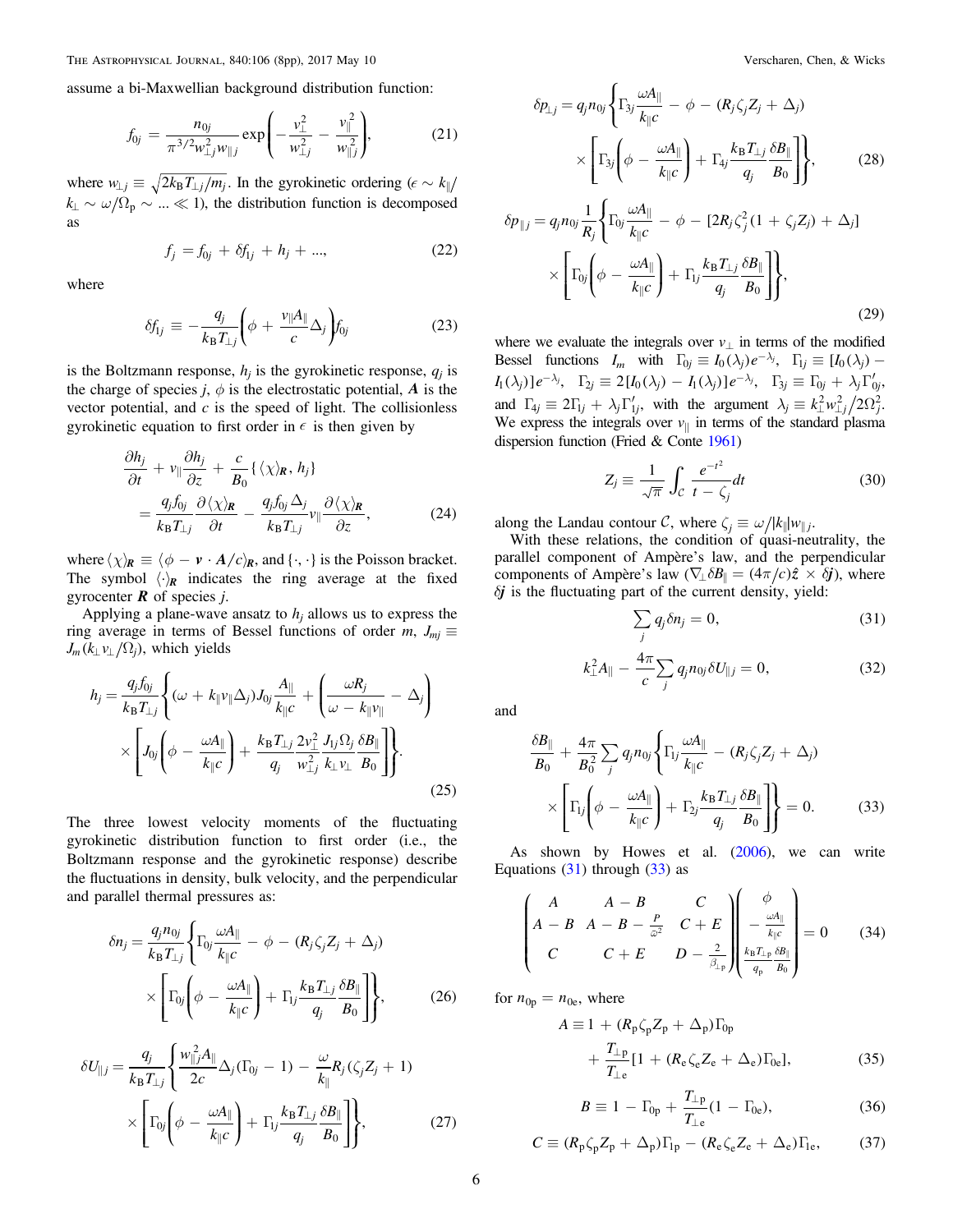assume a bi-Maxwellian background distribution function:

$$f_{0j} = \frac{n_{0j}}{\pi^{3/2} w_{\perp j}^2 w_{\parallel j}} \exp\left(-\frac{v_\perp^2}{w_{\perp j}^2} - \frac{v_\parallel^2}{w_{\parallel j}^2}\right), \tag{21}$$

where $w_{\perp j} \equiv \sqrt{2k_{\rm B}T_{\perp j}/m_j}$. In the gyrokinetic ordering ($\epsilon \sim k_\parallel/k_\perp \sim \omega/\Omega_{\rm p} \sim ... \ll 1$), the distribution function is decomposed as

$$f_j = f_{0j} + \delta f_{1j} + h_j + ..., \tag{22}$$

where

$$\delta f_{1j} \equiv -\frac{q_j}{k_{\rm B}T_{\perp j}}\left(\phi + \frac{v_\parallel A_\parallel}{c}\Delta_j\right) f_{0j} \tag{23}$$

is the Boltzmann response, $h_j$ is the gyrokinetic response, $q_j$ is the charge of species $j$, $\phi$ is the electrostatic potential, $\boldsymbol{A}$ is the vector potential, and $c$ is the speed of light. The collisionless gyrokinetic equation to first order in $\epsilon$ is then given by

$$\frac{\partial h_j}{\partial t} + v_\parallel \frac{\partial h_j}{\partial z} + \frac{c}{B_0}\{\langle\chi\rangle_{\boldsymbol{R}}, h_j\} = \frac{q_j f_{0j}}{k_{\rm B}T_{\perp j}}\frac{\partial\langle\chi\rangle_{\boldsymbol{R}}}{\partial t} - \frac{q_j f_{0j}\Delta_j}{k_{\rm B}T_{\perp j}} v_\parallel \frac{\partial\langle\chi\rangle_{\boldsymbol{R}}}{\partial z}, \tag{24}$$

where $\langle\chi\rangle_{\boldsymbol{R}} \equiv \langle\phi - \boldsymbol{v}\cdot\boldsymbol{A}/c\rangle_{\boldsymbol{R}}$, and $\{\cdot,\cdot\}$ is the Poisson bracket. The symbol $\langle\cdot\rangle_{\boldsymbol{R}}$ indicates the ring average at the fixed gyrocenter $\boldsymbol{R}$ of species $j$.

Applying a plane-wave ansatz to $h_j$ allows us to express the ring average in terms of Bessel functions of order $m$, $J_{mj} \equiv J_m(k_\perp v_\perp/\Omega_j)$, which yields

$$h_j = \frac{q_j f_{0j}}{k_{\rm B}T_{\perp j}}\left\{(\omega + k_\parallel v_\parallel \Delta_j) J_{0j}\frac{A_\parallel}{k_\parallel c} + \left(\frac{\omega R_j}{\omega - k_\parallel v_\parallel} - \Delta_j\right) \times \left[J_{0j}\left(\phi - \frac{\omega A_\parallel}{k_\parallel c}\right) + \frac{k_{\rm B}T_{\perp j}}{q_j}\frac{2v_\perp^2}{w_{\perp j}^2}\frac{J_{1j}\Omega_j}{k_\perp v_\perp}\frac{\delta B_\parallel}{B_0}\right]\right\}. \tag{25}$$

The three lowest velocity moments of the fluctuating gyrokinetic distribution function to first order (i.e., the Boltzmann response and the gyrokinetic response) describe the fluctuations in density, bulk velocity, and the perpendicular and parallel thermal pressures as:

$$\delta n_j = \frac{q_j n_{0j}}{k_{\rm B}T_{\perp j}}\left\{\Gamma_{0j}\frac{\omega A_\parallel}{k_\parallel c} - \phi - (R_j\zeta_j Z_j + \Delta_j) \times \left[\Gamma_{0j}\left(\phi - \frac{\omega A_\parallel}{k_\parallel c}\right) + \Gamma_{1j}\frac{k_{\rm B}T_{\perp j}}{q_j}\frac{\delta B_\parallel}{B_0}\right]\right\}, \tag{26}$$

$$\delta U_{\parallel j} = \frac{q_j}{k_{\rm B}T_{\perp j}}\left\{\frac{w_{\parallel j}^2 A_\parallel}{2c}\Delta_j(\Gamma_{0j} - 1) - \frac{\omega}{k_\parallel}R_j(\zeta_j Z_j + 1) \times \left[\Gamma_{0j}\left(\phi - \frac{\omega A_\parallel}{k_\parallel c}\right) + \Gamma_{1j}\frac{k_{\rm B}T_{\perp j}}{q_j}\frac{\delta B_\parallel}{B_0}\right]\right\}, \tag{27}$$

$$\delta p_{\perp j} = q_j n_{0j}\left\{\Gamma_{3j}\frac{\omega A_\parallel}{k_\parallel c} - \phi - (R_j\zeta_j Z_j + \Delta_j) \times \left[\Gamma_{3j}\left(\phi - \frac{\omega A_\parallel}{k_\parallel c}\right) + \Gamma_{4j}\frac{k_{\rm B}T_{\perp j}}{q_j}\frac{\delta B_\parallel}{B_0}\right]\right\}, \tag{28}$$

$$\delta p_{\parallel j} = q_j n_{0j}\frac{1}{R_j}\left\{\Gamma_{0j}\frac{\omega A_\parallel}{k_\parallel c} - \phi - [2R_j\zeta_j^2(1 + \zeta_j Z_j) + \Delta_j] \times \left[\Gamma_{0j}\left(\phi - \frac{\omega A_\parallel}{k_\parallel c}\right) + \Gamma_{1j}\frac{k_{\rm B}T_{\perp j}}{q_j}\frac{\delta B_\parallel}{B_0}\right]\right\}, \tag{29}$$

where we evaluate the integrals over $v_\perp$ in terms of the modified Bessel functions $I_m$ with $\Gamma_{0j} \equiv I_0(\lambda_j)e^{-\lambda_j}$, $\Gamma_{1j} \equiv [I_0(\lambda_j) - I_1(\lambda_j)]e^{-\lambda_j}$, $\Gamma_{2j} \equiv 2[I_0(\lambda_j) - I_1(\lambda_j)]e^{-\lambda_j}$, $\Gamma_{3j} \equiv \Gamma_{0j} + \lambda_j\Gamma_{0j}'$, and $\Gamma_{4j} \equiv 2\Gamma_{1j} + \lambda_j\Gamma_{1j}'$, with the argument $\lambda_j \equiv k_\perp^2 w_{\perp j}^2/2\Omega_j^2$. We express the integrals over $v_\parallel$ in terms of the standard plasma dispersion function (Fried & Conte 1961)

$$Z_j \equiv \frac{1}{\sqrt{\pi}}\int_{\mathcal{C}}\frac{e^{-t^2}}{t - \zeta_j}dt \tag{30}$$

along the Landau contour $\mathcal{C}$, where $\zeta_j \equiv \omega/|k_\parallel| w_{\parallel j}$.

With these relations, the condition of quasi-neutrality, the parallel component of Ampère's law, and the perpendicular components of Ampère's law ($\nabla_\perp \delta B_\parallel = (4\pi/c)\hat{\boldsymbol{z}} \times \delta\boldsymbol{j}$), where $\delta\boldsymbol{j}$ is the fluctuating part of the current density, yield:

$$\sum_j q_j \delta n_j = 0, \tag{31}$$

$$k_\perp^2 A_\parallel - \frac{4\pi}{c}\sum_j q_j n_{0j}\delta U_{\parallel j} = 0, \tag{32}$$

and

$$\frac{\delta B_\parallel}{B_0} + \frac{4\pi}{B_0^2}\sum_j q_j n_{0j}\left\{\Gamma_{1j}\frac{\omega A_\parallel}{k_\parallel c} - (R_j\zeta_j Z_j + \Delta_j) \times \left[\Gamma_{1j}\left(\phi - \frac{\omega A_\parallel}{k_\parallel c}\right) + \Gamma_{2j}\frac{k_{\rm B}T_{\perp j}}{q_j}\frac{\delta B_\parallel}{B_0}\right]\right\} = 0. \tag{33}$$

As shown by Howes et al. (2006), we can write Equations (31) through (33) as

$$\begin{pmatrix} A & A - B & C \\ A - B & A - B - \frac{P}{\bar{\omega}^2} & C + E \\ C & C + E & D - \frac{2}{\beta_{\perp \rm p}} \end{pmatrix}\begin{pmatrix} \phi \\ -\frac{\omega A_\parallel}{k_\parallel c} \\ \frac{k_{\rm B}T_{\perp \rm p}}{q_{\rm p}}\frac{\delta B_\parallel}{B_0} \end{pmatrix} = 0 \tag{34}$$

for $n_{0\rm p} = n_{0\rm e}$, where

$$A \equiv 1 + (R_{\rm p}\zeta_{\rm p}Z_{\rm p} + \Delta_{\rm p})\Gamma_{0\rm p} + \frac{T_{\perp \rm p}}{T_{\perp \rm e}}[1 + (R_{\rm e}\zeta_{\rm e}Z_{\rm e} + \Delta_{\rm e})\Gamma_{0\rm e}], \tag{35}$$

$$B \equiv 1 - \Gamma_{0\rm p} + \frac{T_{\perp \rm p}}{T_{\perp \rm e}}(1 - \Gamma_{0\rm e}), \tag{36}$$

$$C \equiv (R_{\rm p}\zeta_{\rm p}Z_{\rm p} + \Delta_{\rm p})\Gamma_{1\rm p} - (R_{\rm e}\zeta_{\rm e}Z_{\rm e} + \Delta_{\rm e})\Gamma_{1\rm e}, \tag{37}$$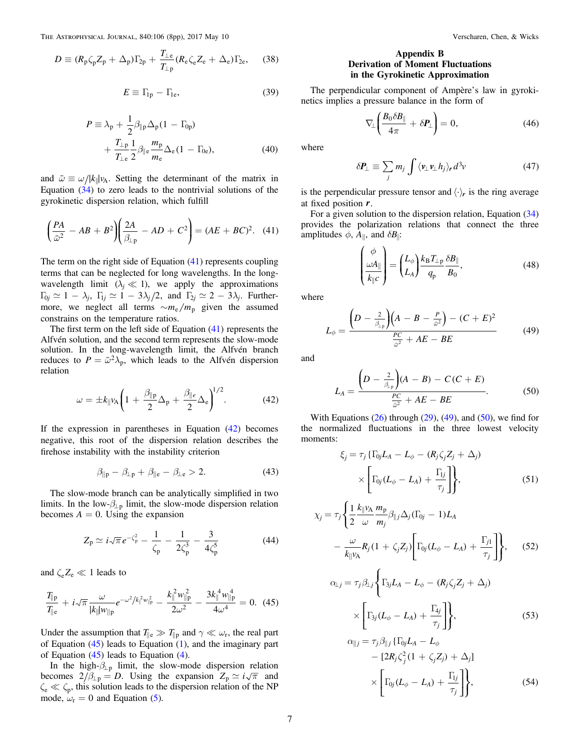$$D \equiv (R_{\rm p}\zeta_{\rm p} Z_{\rm p} + \Delta_{\rm p})\Gamma_{2\rm p} + \frac{T_{\perp \rm e}}{T_{\perp \rm p}}(R_{\rm e}\zeta_{\rm e} Z_{\rm e} + \Delta_{\rm e})\Gamma_{2\rm e}, \quad (38)$$

$$E \equiv \Gamma_{1\rm p} - \Gamma_{1\rm e}, \quad (39)$$

$$P \equiv \lambda_{\rm p} + \frac{1}{2}\beta_{\parallel \rm p}\Delta_{\rm p}(1 - \Gamma_{0\rm p}) + \frac{T_{\perp \rm p}}{T_{\perp \rm e}}\frac{1}{2}\beta_{\parallel \rm e}\frac{m_{\rm p}}{m_{\rm e}}\Delta_{\rm e}(1 - \Gamma_{0\rm e}), \quad (40)$$

and $\bar{\omega} \equiv \omega/|k_\parallel| v_{\rm A}$. Setting the determinant of the matrix in Equation (34) to zero leads to the nontrivial solutions of the gyrokinetic dispersion relation, which fulfill

$$\left(\frac{PA}{\bar{\omega}^2} - AB + B^2\right)\left(\frac{2A}{\beta_{\perp \rm p}} - AD + C^2\right) = (AE + BC)^2. \quad (41)$$

The term on the right side of Equation (41) represents coupling terms that can be neglected for long wavelengths. In the long-wavelength limit ($\lambda_j \ll 1$), we apply the approximations $\Gamma_{0j} \simeq 1 - \lambda_j$, $\Gamma_{1j} \simeq 1 - 3\lambda_j/2$, and $\Gamma_{2j} \simeq 2 - 3\lambda_j$. Furthermore, we neglect all terms $\sim m_{\rm e}/m_{\rm p}$ given the assumed constrains on the temperature ratios.

The first term on the left side of Equation (41) represents the Alfvén solution, and the second term represents the slow-mode solution. In the long-wavelength limit, the Alfvén branch reduces to $P = \bar{\omega}^2\lambda_{\rm p}$, which leads to the Alfvén dispersion relation

$$\omega = \pm k_\parallel v_{\rm A}\left(1 + \frac{\beta_{\parallel \rm p}}{2}\Delta_{\rm p} + \frac{\beta_{\parallel e}}{2}\Delta_{\rm e}\right)^{1/2}. \quad (42)$$

If the expression in parentheses in Equation (42) becomes negative, this root of the dispersion relation describes the firehose instability with the instability criterion

$$\beta_{\parallel \rm p} - \beta_{\perp \rm p} + \beta_{\parallel \rm e} - \beta_{\perp \rm e} > 2. \quad (43)$$

The slow-mode branch can be analytically simplified in two limits. In the low-$\beta_{\perp \rm p}$ limit, the slow-mode dispersion relation becomes $A = 0$. Using the expansion

$$Z_{\rm p} \simeq i\sqrt{\pi}e^{-\zeta_{\rm p}^2} - \frac{1}{\zeta_{\rm p}} - \frac{1}{2\zeta_{\rm p}^3} - \frac{3}{4\zeta_{\rm p}^5} \quad (44)$$

and $\zeta_{\rm e} Z_{\rm e} \ll 1$ leads to

$$\frac{T_{\parallel \rm p}}{T_{\parallel \rm e}} + i\sqrt{\pi}\frac{\omega}{|k_\parallel| w_{\parallel \rm p}}e^{-\omega^2/k_\parallel^2 w_{\parallel \rm p}^2} - \frac{k_\parallel^2 w_{\parallel \rm p}^2}{2\omega^2} - \frac{3k_\parallel^4 w_{\parallel \rm p}^4}{4\omega^4} = 0. \quad (45)$$

Under the assumption that $T_{\parallel \rm e} \gg T_{\parallel \rm p}$ and $\gamma \ll \omega_{\rm r}$, the real part of Equation (45) leads to Equation (1), and the imaginary part of Equation (45) leads to Equation (4).

In the high-$\beta_{\perp \rm p}$ limit, the slow-mode dispersion relation becomes $2/\beta_{\perp \rm p} = D$. Using the expansion $Z_{\rm p} \simeq i\sqrt{\pi}$ and $\zeta_{\rm e} \ll \zeta_{\rm p}$, this solution leads to the dispersion relation of the NP mode, $\omega_{\rm r} = 0$ and Equation (5).

## Appendix B
## Derivation of Moment Fluctuations in the Gyrokinetic Approximation

The perpendicular component of Ampère's law in gyrokinetics implies a pressure balance in the form of

$$\nabla_\perp\left(\frac{B_0 \delta B_\parallel}{4\pi} + \delta \boldsymbol{P}_\perp\right) = 0, \quad (46)$$

where

$$\delta \boldsymbol{P}_\perp \equiv \sum_j m_j \int \langle \boldsymbol{v}_\perp \boldsymbol{v}_\perp h_j \rangle_{\boldsymbol{r}} d^3v \quad (47)$$

is the perpendicular pressure tensor and $\langle \cdot \rangle_{\boldsymbol{r}}$ is the ring average at fixed position $\boldsymbol{r}$.

For a given solution to the dispersion relation, Equation (34) provides the polarization relations that connect the three amplitudes $\phi$, $A_\parallel$, and $\delta B_\parallel$:

$$\begin{pmatrix} \phi \\ \dfrac{\omega A_\parallel}{k_\parallel c} \end{pmatrix} = \begin{pmatrix} L_\phi \\ L_A \end{pmatrix} \frac{k_{\rm B} T_{\perp \rm p}}{q_{\rm p}}\frac{\delta B_\parallel}{B_0}, \quad (48)$$

where

$$L_\phi = \frac{\left(D - \frac{2}{\beta_{\perp \rm p}}\right)\left(A - B - \frac{P}{\bar{\omega}^2}\right) - (C + E)^2}{\frac{PC}{\bar{\omega}^2} + AE - BE} \quad (49)$$

and

$$L_A = \frac{\left(D - \frac{2}{\beta_{\perp \rm p}}\right)(A - B) - C(C + E)}{\frac{PC}{\bar{\omega}^2} + AE - BE}. \quad (50)$$

With Equations (26) through (29), (49), and (50), we find for the normalized fluctuations in the three lowest velocity moments:

$$\xi_j = \tau_j \left\{\Gamma_{0j} L_A - L_\phi - (R_j \zeta_j Z_j + \Delta_j) \times \left[\Gamma_{0j}(L_\phi - L_A) + \frac{\Gamma_{1j}}{\tau_j}\right]\right\}, \quad (51)$$

$$\chi_j = \tau_j \left\{\frac{1}{2}\frac{k_\parallel v_{\rm A}}{\omega}\frac{m_{\rm p}}{m_j}\beta_{\parallel j}\Delta_j(\Gamma_{0j} - 1)L_A - \frac{\omega}{k_\parallel v_{\rm A}}R_j(1 + \zeta_j Z_j)\left[\Gamma_{0j}(L_\phi - L_A) + \frac{\Gamma_{j1}}{\tau_j}\right]\right\}, \quad (52)$$

$$\alpha_{\perp j} = \tau_j \beta_{\perp j}\left\{\Gamma_{3j} L_A - L_\phi - (R_j \zeta_j Z_j + \Delta_j) \times \left[\Gamma_{3j}(L_\phi - L_A) + \frac{\Gamma_{4j}}{\tau_j}\right]\right\}, \quad (53)$$

$$\alpha_{\parallel j} = \tau_j \beta_{\parallel j}\left\{\Gamma_{0j} L_A - L_\phi - [2R_j \zeta_j^2(1 + \zeta_j Z_j) + \Delta_j] \times \left[\Gamma_{0j}(L_\phi - L_A) + \frac{\Gamma_{1j}}{\tau_j}\right]\right\}, \quad (54)$$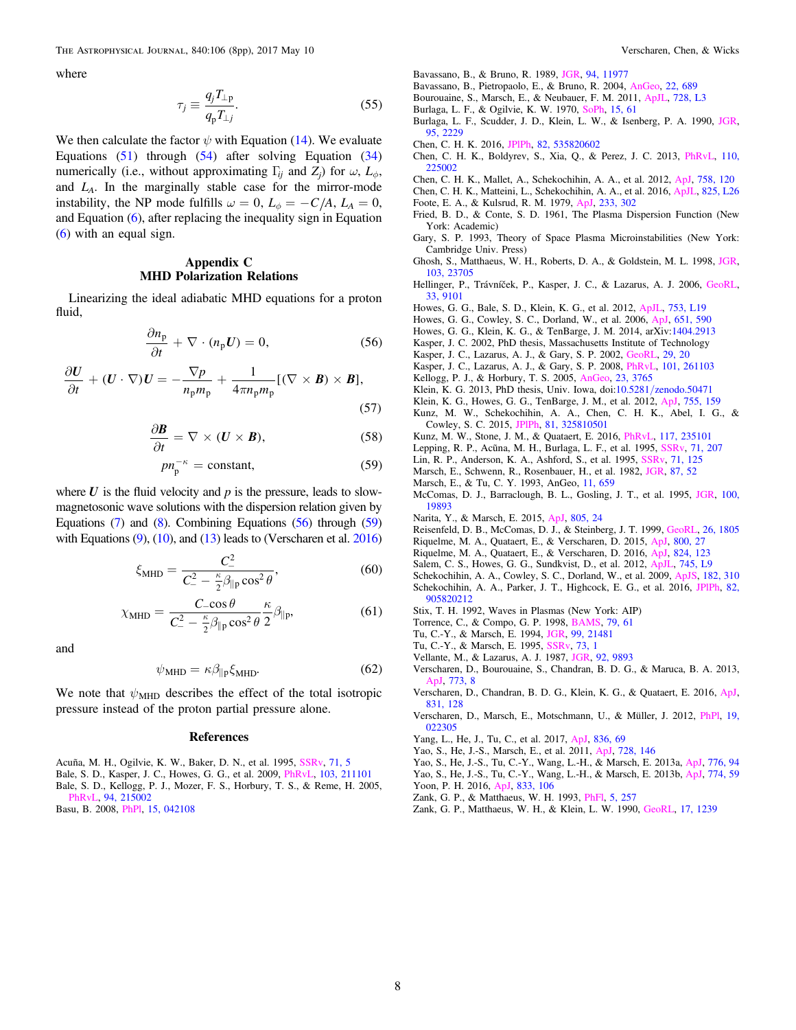where

$$\tau_j \equiv \frac{q_j T_{\perp \mathrm{p}}}{q_\mathrm{p} T_{\perp j}}. \tag{55}$$

We then calculate the factor $\psi$ with Equation (14). We evaluate Equations (51) through (54) after solving Equation (34) numerically (i.e., without approximating $\Gamma_{ij}$ and $Z_j$) for $\omega$, $L_\phi$, and $L_A$. In the marginally stable case for the mirror-mode instability, the NP mode fulfills $\omega = 0$, $L_\phi = -C/A$, $L_A = 0$, and Equation (6), after replacing the inequality sign in Equation (6) with an equal sign.

## Appendix C
## MHD Polarization Relations

Linearizing the ideal adiabatic MHD equations for a proton fluid,

$$\frac{\partial n_\mathrm{p}}{\partial t} + \nabla \cdot (n_\mathrm{p} \boldsymbol{U}) = 0, \tag{56}$$

$$\frac{\partial \boldsymbol{U}}{\partial t} + (\boldsymbol{U} \cdot \nabla)\boldsymbol{U} = -\frac{\nabla p}{n_\mathrm{p} m_\mathrm{p}} + \frac{1}{4\pi n_\mathrm{p} m_\mathrm{p}}[(\nabla \times \boldsymbol{B}) \times \boldsymbol{B}], \tag{57}$$

$$\frac{\partial \boldsymbol{B}}{\partial t} = \nabla \times (\boldsymbol{U} \times \boldsymbol{B}), \tag{58}$$

$$p n_\mathrm{p}^{-\kappa} = \text{constant}, \tag{59}$$

where $\boldsymbol{U}$ is the fluid velocity and $p$ is the pressure, leads to slow-magnetosonic wave solutions with the dispersion relation given by Equations (7) and (8). Combining Equations (56) through (59) with Equations (9), (10), and (13) leads to (Verscharen et al. 2016)

$$\xi_\mathrm{MHD} = \frac{C_-^2}{C_-^2 - \frac{\kappa}{2}\beta_{\parallel \mathrm{p}} \cos^2\theta}, \tag{60}$$

$$\chi_\mathrm{MHD} = \frac{C_- \cos\theta}{C_-^2 - \frac{\kappa}{2}\beta_{\parallel \mathrm{p}} \cos^2\theta}\frac{\kappa}{2}\beta_{\parallel \mathrm{p}}, \tag{61}$$

and

$$\psi_\mathrm{MHD} = \kappa \beta_{\parallel \mathrm{p}} \xi_\mathrm{MHD}. \tag{62}$$

We note that $\psi_\mathrm{MHD}$ describes the effect of the total isotropic pressure instead of the proton partial pressure alone.

## References

Acuña, M. H., Ogilvie, K. W., Baker, D. N., et al. 1995, SSRv, 71, 5
Bale, S. D., Kasper, J. C., Howes, G. G., et al. 2009, PhRvL, 103, 211101
Bale, S. D., Kellogg, P. J., Mozer, F. S., Horbury, T. S., & Reme, H. 2005, PhRvL, 94, 215002
Basu, B. 2008, PhPl, 15, 042108
Bavassano, B., & Bruno, R. 1989, JGR, 94, 11977
Bavassano, B., Pietropaolo, E., & Bruno, R. 2004, AnGeo, 22, 689
Bourouaine, S., Marsch, E., & Neubauer, F. M. 2011, ApJL, 728, L3
Burlaga, L. F., & Ogilvie, K. W. 1970, SoPh, 15, 61
Burlaga, L. F., Scudder, J. D., Klein, L. W., & Isenberg, P. A. 1990, JGR, 95, 2229
Chen, C. H. K. 2016, JPlPh, 82, 535820602
Chen, C. H. K., Boldyrev, S., Xia, Q., & Perez, J. C. 2013, PhRvL, 110, 225002
Chen, C. H. K., Mallet, A., Schekochihin, A. A., et al. 2012, ApJ, 758, 120
Chen, C. H. K., Matteini, L., Schekochihin, A. A., et al. 2016, ApJL, 825, L26
Foote, E. A., & Kulsrud, R. M. 1979, ApJ, 233, 302
Fried, B. D., & Conte, S. D. 1961, The Plasma Dispersion Function (New York: Academic)
Gary, S. P. 1993, Theory of Space Plasma Microinstabilities (New York: Cambridge Univ. Press)
Ghosh, S., Matthaeus, W. H., Roberts, D. A., & Goldstein, M. L. 1998, JGR, 103, 23705
Hellinger, P., Trávníček, P., Kasper, J. C., & Lazarus, A. J. 2006, GeoRL, 33, 9101
Howes, G. G., Bale, S. D., Klein, K. G., et al. 2012, ApJL, 753, L19
Howes, G. G., Cowley, S. C., Dorland, W., et al. 2006, ApJ, 651, 590
Howes, G. G., Klein, K. G., & TenBarge, J. M. 2014, arXiv:1404.2913
Kasper, J. C. 2002, PhD thesis, Massachusetts Institute of Technology
Kasper, J. C., Lazarus, A. J., & Gary, S. P. 2002, GeoRL, 29, 20
Kasper, J. C., Lazarus, A. J., & Gary, S. P. 2008, PhRvL, 101, 261103
Kellogg, P. J., & Horbury, T. S. 2005, AnGeo, 23, 3765
Klein, K. G. 2013, PhD thesis, Univ. Iowa, doi:10.5281/zenodo.50471
Klein, K. G., Howes, G. G., TenBarge, J. M., et al. 2012, ApJ, 755, 159
Kunz, M. W., Schekochihin, A. A., Chen, C. H. K., Abel, I. G., & Cowley, S. C. 2015, JPlPh, 81, 325810501
Kunz, M. W., Stone, J. M., & Quataert, E. 2016, PhRvL, 117, 235101
Lepping, R. P., Acũna, M. H., Burlaga, L. F., et al. 1995, SSRv, 71, 207
Lin, R. P., Anderson, K. A., Ashford, S., et al. 1995, SSRv, 71, 125
Marsch, E., Schwenn, R., Rosenbauer, H., et al. 1982, JGR, 87, 52
Marsch, E., & Tu, C. Y. 1993, AnGeo, 11, 659
McComas, D. J., Barraclough, B. L., Gosling, J. T., et al. 1995, JGR, 100, 19893
Narita, Y., & Marsch, E. 2015, ApJ, 805, 24
Reisenfeld, D. B., McComas, D. J., & Steinberg, J. T. 1999, GeoRL, 26, 1805
Riquelme, M. A., Quataert, E., & Verscharen, D. 2015, ApJ, 800, 27
Riquelme, M. A., Quataert, E., & Verscharen, D. 2016, ApJ, 824, 123
Salem, C. S., Howes, G. G., Sundkvist, D., et al. 2012, ApJL, 745, L9
Schekochihin, A. A., Cowley, S. C., Dorland, W., et al. 2009, ApJS, 182, 310
Schekochihin, A. A., Parker, J. T., Highcock, E. G., et al. 2016, JPlPh, 82, 905820212
Stix, T. H. 1992, Waves in Plasmas (New York: AIP)
Torrence, C., & Compo, G. P. 1998, BAMS, 79, 61
Tu, C.-Y., & Marsch, E. 1994, JGR, 99, 21481
Tu, C.-Y., & Marsch, E. 1995, SSRv, 73, 1
Vellante, M., & Lazarus, A. J. 1987, JGR, 92, 9893
Verscharen, D., Bourouaine, S., Chandran, B. D. G., & Maruca, B. A. 2013, ApJ, 773, 8
Verscharen, D., Chandran, B. D. G., Klein, K. G., & Quataert, E. 2016, ApJ, 831, 128
Verscharen, D., Marsch, E., Motschmann, U., & Müller, J. 2012, PhPl, 19, 022305
Yang, L., He, J., Tu, C., et al. 2017, ApJ, 836, 69
Yao, S., He, J.-S., Marsch, E., et al. 2011, ApJ, 728, 146
Yao, S., He, J.-S., Tu, C.-Y., Wang, L.-H., & Marsch, E. 2013a, ApJ, 776, 94
Yao, S., He, J.-S., Tu, C.-Y., Wang, L.-H., & Marsch, E. 2013b, ApJ, 774, 59
Yoon, P. H. 2016, ApJ, 833, 106
Zank, G. P., & Matthaeus, W. H. 1993, PhFl, 5, 257
Zank, G. P., Matthaeus, W. H., & Klein, L. W. 1990, GeoRL, 17, 1239